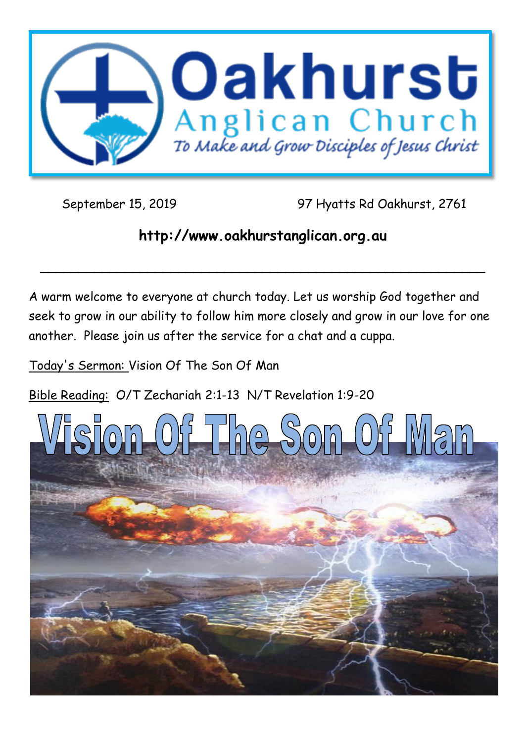# Oakhurst

## Anglican Church

*To Make and Grow Disciples of Jesus Christ*

September 15, 2019 97 Hyatts Rd Oakhurst, 2761

**http://www.oakhurstanglican.org.au**

---

A warm welcome to everyone at church today. Let us worship God together and seek to grow in our ability to follow him more closely and grow in our love for one another. Please join us after the service for a chat and a cuppa.

Today's Sermon: Vision Of The Son Of Man

Bible Reading: O/T Zechariah 2:1-13 N/T Revelation 1:9-20

# Vision Of The Son Of Man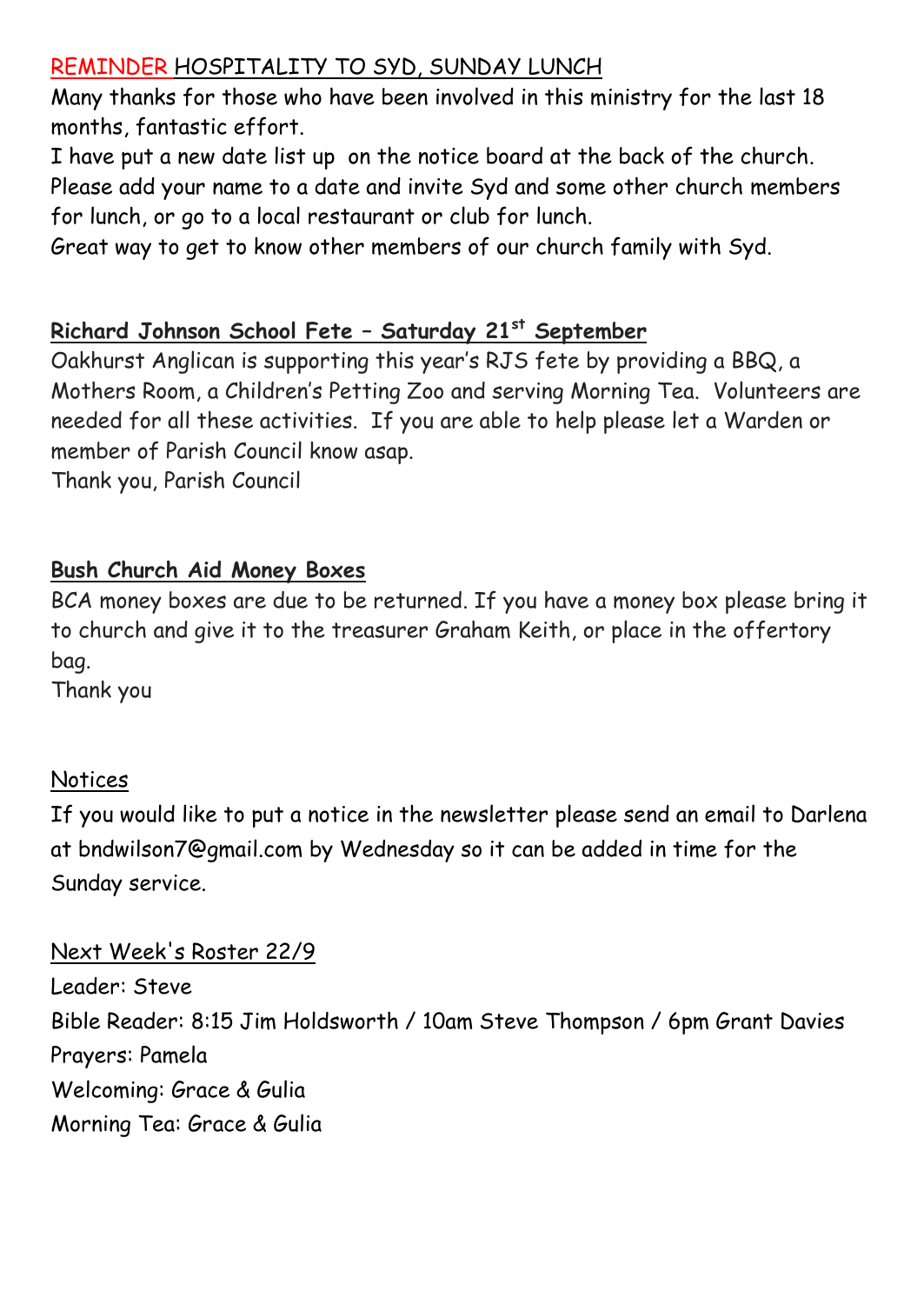## REMINDER HOSPITALITY TO SYD, SUNDAY LUNCH

Many thanks for those who have been involved in this ministry for the last 18 months, fantastic effort.

I have put a new date list up on the notice board at the back of the church. Please add your name to a date and invite Syd and some other church members for lunch, or go to a local restaurant or club for lunch.

Great way to get to know other members of our church family with Syd.

## **Richard Johnson School Fete – Saturday 21st September**

Oakhurst Anglican is supporting this year's RJS fete by providing a BBQ, a Mothers Room, a Children's Petting Zoo and serving Morning Tea. Volunteers are needed for all these activities. If you are able to help please let a Warden or member of Parish Council know asap.

Thank you, Parish Council

## **Bush Church Aid Money Boxes**

BCA money boxes are due to be returned. If you have a money box please bring it to church and give it to the treasurer Graham Keith, or place in the offertory bag.

Thank you

## Notices

If you would like to put a notice in the newsletter please send an email to Darlena at bndwilson7@gmail.com by Wednesday so it can be added in time for the Sunday service.

## Next Week's Roster 22/9

Leader: Steve

Bible Reader: 8:15 Jim Holdsworth / 10am Steve Thompson / 6pm Grant Davies

Prayers: Pamela

Welcoming: Grace & Gulia

Morning Tea: Grace & Gulia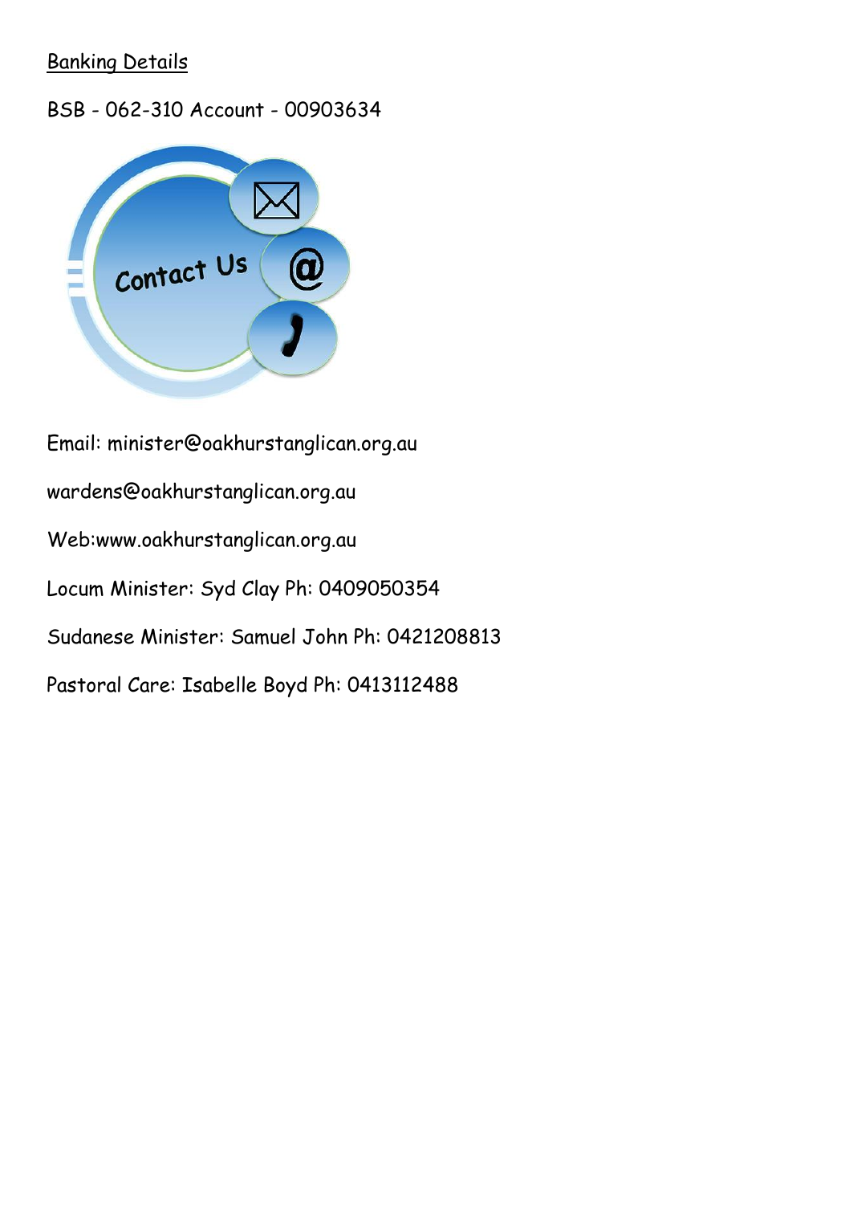<u>Banking Details</u>

BSB - 062-310 Account - 00903634

Email: minister@oakhurstanglican.org.au

wardens@oakhurstanglican.org.au

Web:www.oakhurstanglican.org.au

Locum Minister: Syd Clay Ph: 0409050354

Sudanese Minister: Samuel John Ph: 0421208813

Pastoral Care: Isabelle Boyd Ph: 0413112488